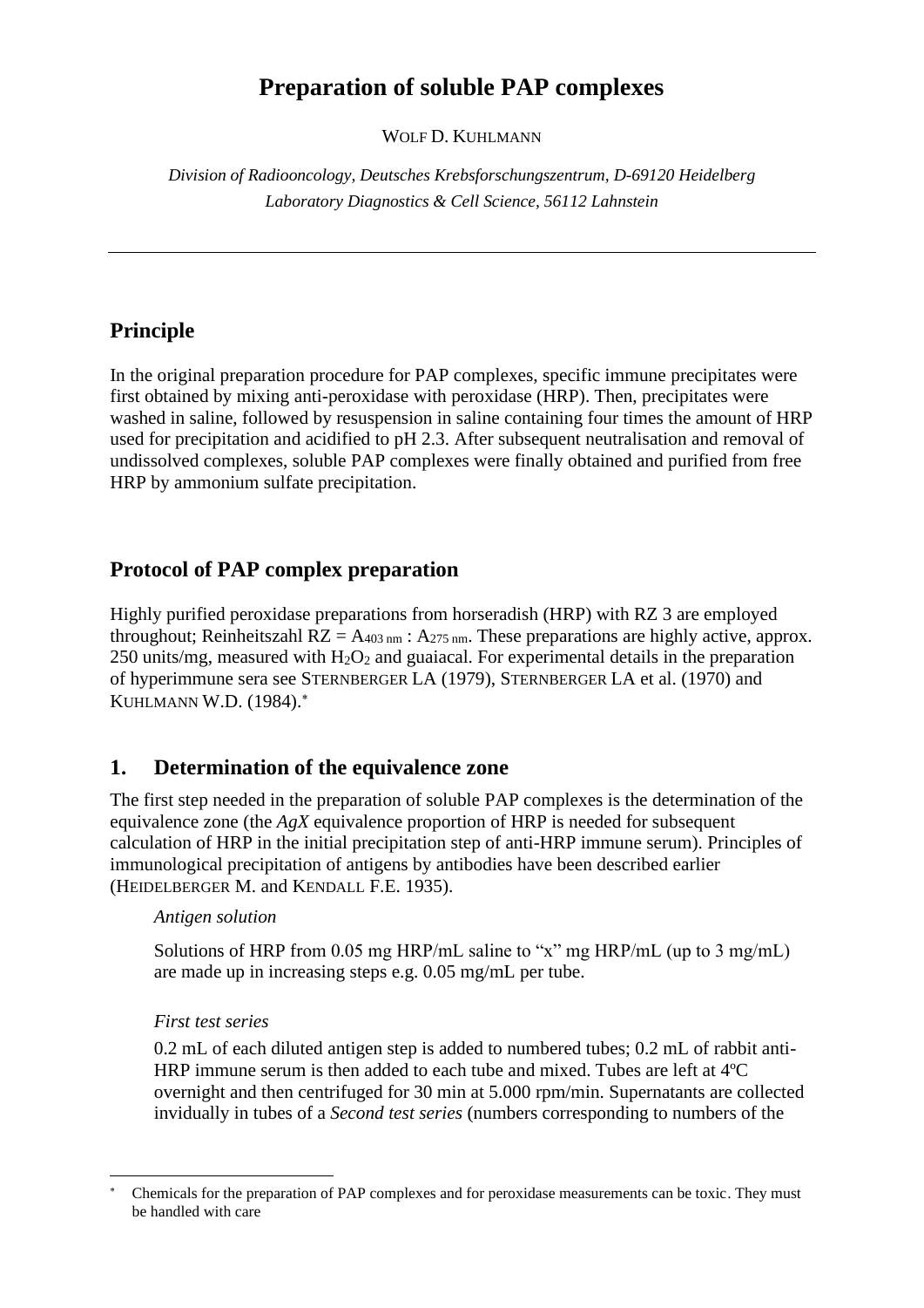# Preparation of soluble PAP complexes

WOLF D. KUHLMANN

*Division of Radiooncology, Deutsches Krebsforschungszentrum, D-69120 Heidelberg*
*Laboratory Diagnostics & Cell Science, 56112 Lahnstein*

---

## Principle

In the original preparation procedure for PAP complexes, specific immune precipitates were first obtained by mixing anti-peroxidase with peroxidase (HRP). Then, precipitates were washed in saline, followed by resuspension in saline containing four times the amount of HRP used for precipitation and acidified to pH 2.3. After subsequent neutralisation and removal of undissolved complexes, soluble PAP complexes were finally obtained and purified from free HRP by ammonium sulfate precipitation.

## Protocol of PAP complex preparation

Highly purified peroxidase preparations from horseradish (HRP) with RZ 3 are employed throughout; Reinheitszahl RZ = $A_{403\ nm}$ : $A_{275\ nm}$. These preparations are highly active, approx. 250 units/mg, measured with $H_2O_2$ and guaiacal. For experimental details in the preparation of hyperimmune sera see STERNBERGER LA (1979), STERNBERGER LA et al. (1970) and KUHLMANN W.D. (1984).*

## 1. Determination of the equivalence zone

The first step needed in the preparation of soluble PAP complexes is the determination of the equivalence zone (the *AgX* equivalence proportion of HRP is needed for subsequent calculation of HRP in the initial precipitation step of anti-HRP immune serum). Principles of immunological precipitation of antigens by antibodies have been described earlier (HEIDELBERGER M. and KENDALL F.E. 1935).

*Antigen solution*

Solutions of HRP from 0.05 mg HRP/mL saline to "x" mg HRP/mL (up to 3 mg/mL) are made up in increasing steps e.g. 0.05 mg/mL per tube.

*First test series*

0.2 mL of each diluted antigen step is added to numbered tubes; 0.2 mL of rabbit anti-HRP immune serum is then added to each tube and mixed. Tubes are left at 4ºC overnight and then centrifuged for 30 min at 5.000 rpm/min. Supernatants are collected invidually in tubes of a *Second test series* (numbers corresponding to numbers of the

---

* Chemicals for the preparation of PAP complexes and for peroxidase measurements can be toxic. They must be handled with care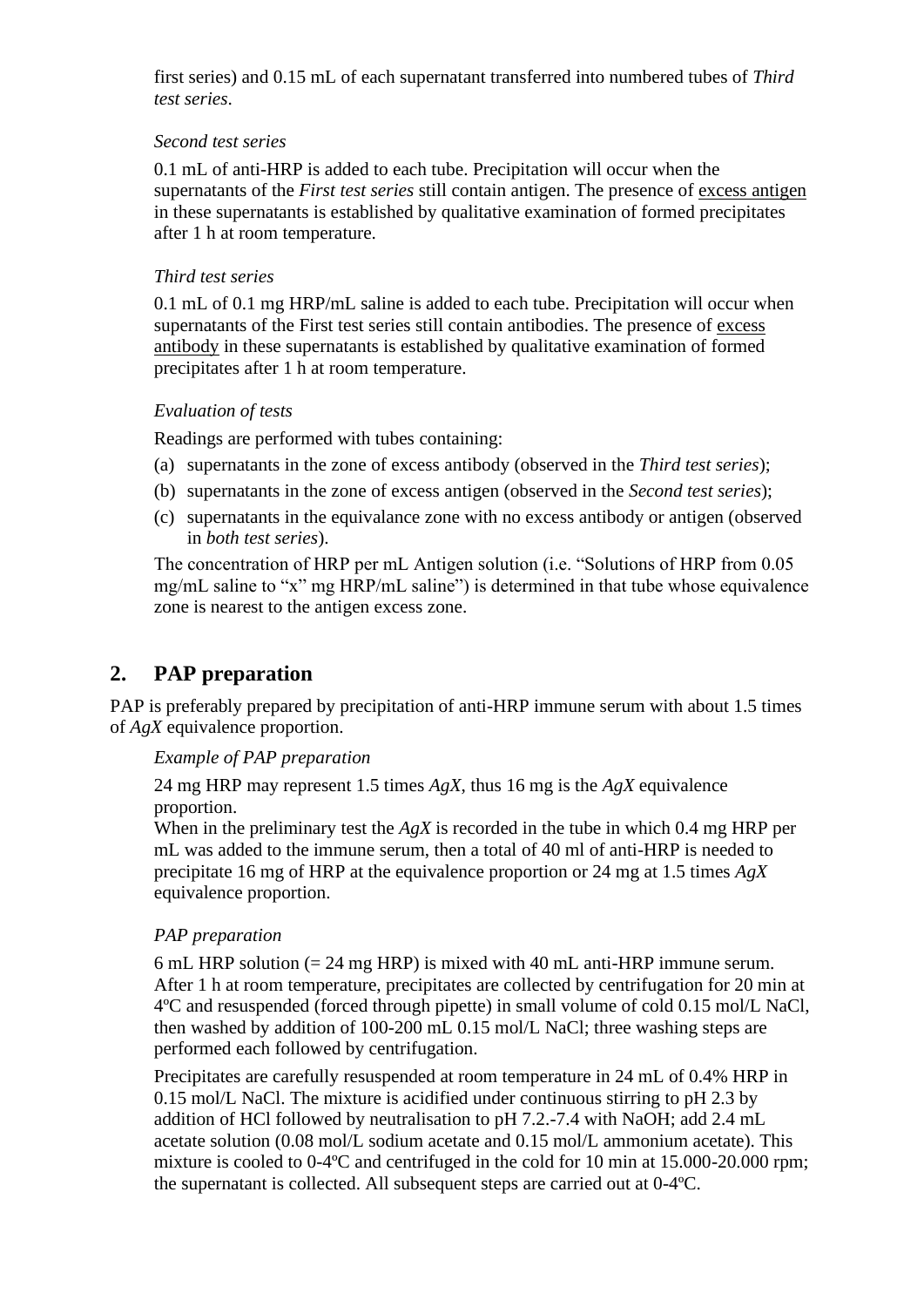first series) and 0.15 mL of each supernatant transferred into numbered tubes of *Third test series*.

*Second test series*

0.1 mL of anti-HRP is added to each tube. Precipitation will occur when the supernatants of the *First test series* still contain antigen. The presence of excess antigen in these supernatants is established by qualitative examination of formed precipitates after 1 h at room temperature.

*Third test series*

0.1 mL of 0.1 mg HRP/mL saline is added to each tube. Precipitation will occur when supernatants of the First test series still contain antibodies. The presence of excess antibody in these supernatants is established by qualitative examination of formed precipitates after 1 h at room temperature.

*Evaluation of tests*

Readings are performed with tubes containing:

(a) supernatants in the zone of excess antibody (observed in the *Third test series*);
(b) supernatants in the zone of excess antigen (observed in the *Second test series*);
(c) supernatants in the equivalance zone with no excess antibody or antigen (observed in *both test series*).

The concentration of HRP per mL Antigen solution (i.e. "Solutions of HRP from 0.05 mg/mL saline to "x" mg HRP/mL saline") is determined in that tube whose equivalence zone is nearest to the antigen excess zone.

## 2. PAP preparation

PAP is preferably prepared by precipitation of anti-HRP immune serum with about 1.5 times of *AgX* equivalence proportion.

*Example of PAP preparation*

24 mg HRP may represent 1.5 times *AgX*, thus 16 mg is the *AgX* equivalence proportion.
When in the preliminary test the *AgX* is recorded in the tube in which 0.4 mg HRP per mL was added to the immune serum, then a total of 40 ml of anti-HRP is needed to precipitate 16 mg of HRP at the equivalence proportion or 24 mg at 1.5 times *AgX* equivalence proportion.

*PAP preparation*

6 mL HRP solution (= 24 mg HRP) is mixed with 40 mL anti-HRP immune serum. After 1 h at room temperature, precipitates are collected by centrifugation for 20 min at 4ºC and resuspended (forced through pipette) in small volume of cold 0.15 mol/L NaCl, then washed by addition of 100-200 mL 0.15 mol/L NaCl; three washing steps are performed each followed by centrifugation.

Precipitates are carefully resuspended at room temperature in 24 mL of 0.4% HRP in 0.15 mol/L NaCl. The mixture is acidified under continuous stirring to pH 2.3 by addition of HCl followed by neutralisation to pH 7.2.-7.4 with NaOH; add 2.4 mL acetate solution (0.08 mol/L sodium acetate and 0.15 mol/L ammonium acetate). This mixture is cooled to 0-4ºC and centrifuged in the cold for 10 min at 15.000-20.000 rpm; the supernatant is collected. All subsequent steps are carried out at 0-4ºC.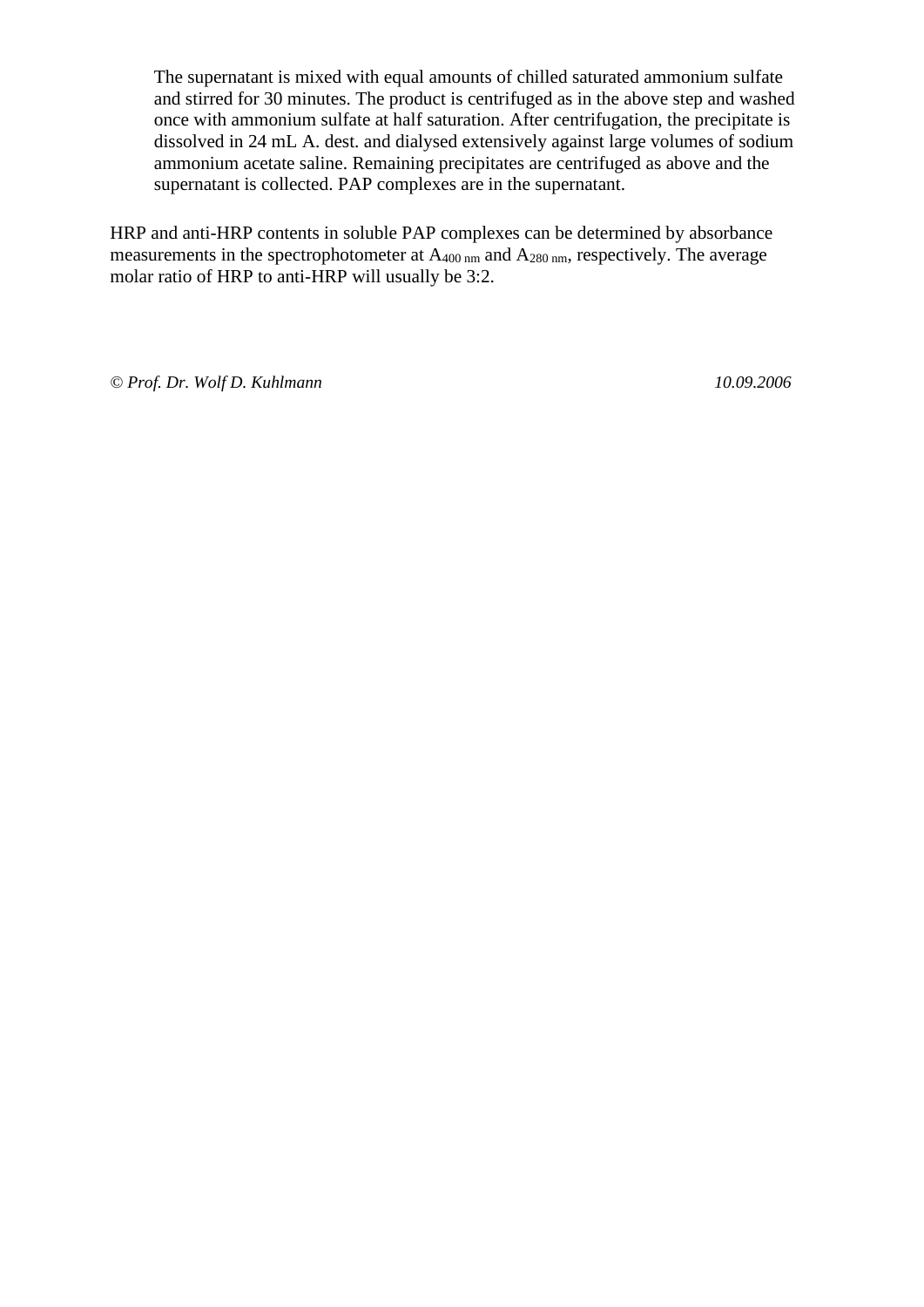> The supernatant is mixed with equal amounts of chilled saturated ammonium sulfate and stirred for 30 minutes. The product is centrifuged as in the above step and washed once with ammonium sulfate at half saturation. After centrifugation, the precipitate is dissolved in 24 mL A. dest. and dialysed extensively against large volumes of sodium ammonium acetate saline. Remaining precipitates are centrifuged as above and the supernatant is collected. PAP complexes are in the supernatant.

HRP and anti-HRP contents in soluble PAP complexes can be determined by absorbance measurements in the spectrophotometer at $A_{400\ nm}$ and $A_{280\ nm}$, respectively. The average molar ratio of HRP to anti-HRP will usually be 3:2.

*© Prof. Dr. Wolf D. Kuhlmann* *10.09.2006*